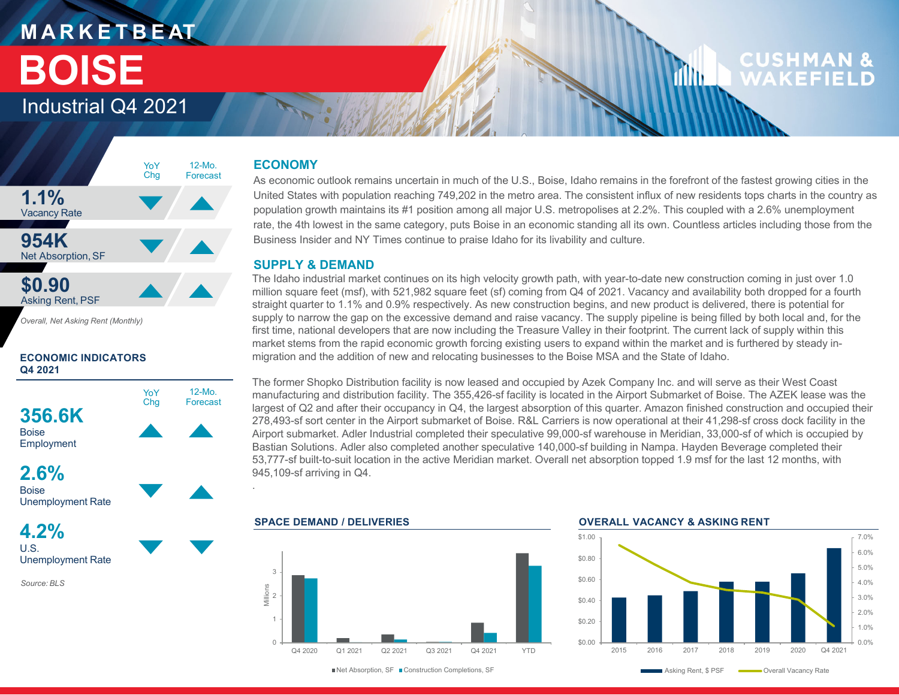# MARKETBEAT

# BOISE

## Industrial Q4 2021

| | YoY Chg | 12-Mo. Forecast |
|---|---|---|
| **1.1%** Vacancy Rate | ▼ | ▲ |
| **954K** Net Absorption, SF | ▼ | ▲ |
| **$0.90** Asking Rent, PSF | ▲ | ▲ |

*Overall, Net Asking Rent (Monthly)*

### ECONOMIC INDICATORS Q4 2021

| | YoY Chg | 12-Mo. Forecast |
|---|---|---|
| **356.6K** Boise Employment | ▲ | ▲ |
| **2.6%** Boise Unemployment Rate | ▼ | ▲ |
| **4.2%** U.S. Unemployment Rate | ▼ | ▼ |

*Source: BLS*

## ECONOMY

As economic outlook remains uncertain in much of the U.S., Boise, Idaho remains in the forefront of the fastest growing cities in the United States with population reaching 749,202 in the metro area. The consistent influx of new residents tops charts in the country as population growth maintains its #1 position among all major U.S. metropolises at 2.2%. This coupled with a 2.6% unemployment rate, the 4th lowest in the same category, puts Boise in an economic standing all its own. Countless articles including those from the Business Insider and NY Times continue to praise Idaho for its livability and culture.

## SUPPLY & DEMAND

The Idaho industrial market continues on its high velocity growth path, with year-to-date new construction coming in just over 1.0 million square feet (msf), with 521,982 square feet (sf) coming from Q4 of 2021. Vacancy and availability both dropped for a fourth straight quarter to 1.1% and 0.9% respectively. As new construction begins, and new product is delivered, there is potential for supply to narrow the gap on the excessive demand and raise vacancy. The supply pipeline is being filled by both local and, for the first time, national developers that are now including the Treasure Valley in their footprint. The current lack of supply within this market stems from the rapid economic growth forcing existing users to expand within the market and is furthered by steady in-migration and the addition of new and relocating businesses to the Boise MSA and the State of Idaho.

The former Shopko Distribution facility is now leased and occupied by Azek Company Inc. and will serve as their West Coast manufacturing and distribution facility. The 355,426-sf facility is located in the Airport Submarket of Boise. The AZEK lease was the largest of Q2 and after their occupancy in Q4, the largest absorption of this quarter. Amazon finished construction and occupied their 278,493-sf sort center in the Airport submarket of Boise. R&L Carriers is now operational at their 41,298-sf cross dock facility in the Airport submarket. Adler Industrial completed their speculative 99,000-sf warehouse in Meridian, 33,000-sf of which is occupied by Bastian Solutions. Adler also completed another speculative 140,000-sf building in Nampa. Hayden Beverage completed their 53,777-sf built-to-suit location in the active Meridian market. Overall net absorption topped 1.9 msf for the last 12 months, with 945,109-sf arriving in Q4.

### SPACE DEMAND / DELIVERIES

Net Absorption, SF / Construction Completions, SF (Millions): Q4 2020, Q1 2021, Q2 2021, Q3 2021, Q4 2021, YTD

### OVERALL VACANCY & ASKING RENT

Asking Rent, $ PSF / Overall Vacancy Rate: 2015, 2016, 2017, 2018, 2019, 2020, Q4 2021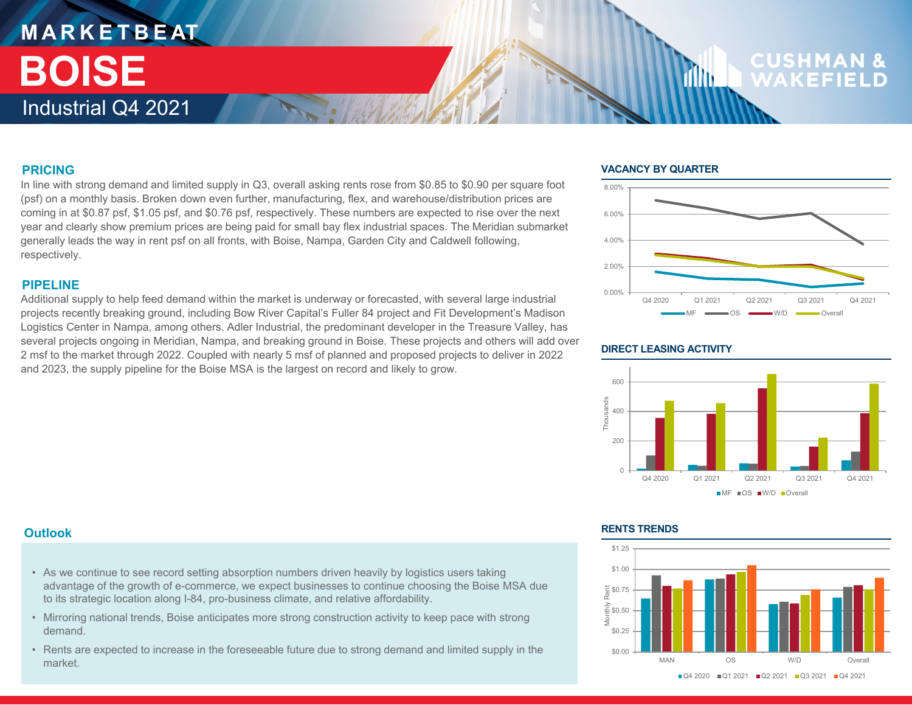# MARKETBEAT

# BOISE

## Industrial Q4 2021

### PRICING

In line with strong demand and limited supply in Q3, overall asking rents rose from $0.85 to $0.90 per square foot (psf) on a monthly basis. Broken down even further, manufacturing, flex, and warehouse/distribution prices are coming in at $0.87 psf, $1.05 psf, and $0.76 psf, respectively. These numbers are expected to rise over the next year and clearly show premium prices are being paid for small bay flex industrial spaces. The Meridian submarket generally leads the way in rent psf on all fronts, with Boise, Nampa, Garden City and Caldwell following, respectively.

### PIPELINE

Additional supply to help feed demand within the market is underway or forecasted, with several large industrial projects recently breaking ground, including Bow River Capital's Fuller 84 project and Fit Development's Madison Logistics Center in Nampa, among others. Adler Industrial, the predominant developer in the Treasure Valley, has several projects ongoing in Meridian, Nampa, and breaking ground in Boise. These projects and others will add over 2 msf to the market through 2022. Coupled with nearly 5 msf of planned and proposed projects to deliver in 2022 and 2023, the supply pipeline for the Boise MSA is the largest on record and likely to grow.

### VACANCY BY QUARTER

### DIRECT LEASING ACTIVITY

### Outlook

- As we continue to see record setting absorption numbers driven heavily by logistics users taking advantage of the growth of e-commerce, we expect businesses to continue choosing the Boise MSA due to its strategic location along I-84, pro-business climate, and relative affordability.
- Mirroring national trends, Boise anticipates more strong construction activity to keep pace with strong demand.
- Rents are expected to increase in the foreseeable future due to strong demand and limited supply in the market.

### RENTS TRENDS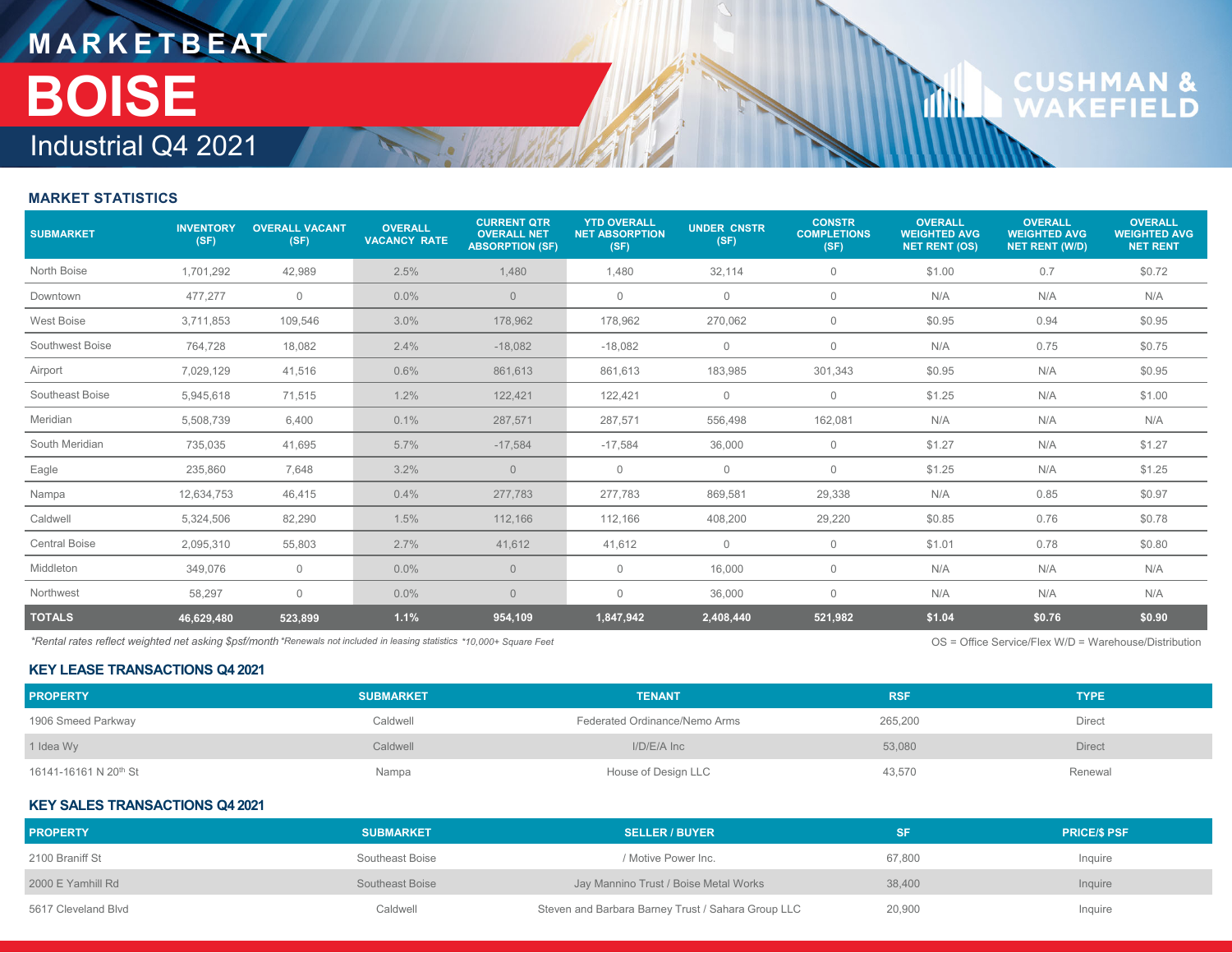# MARKETBEAT

# BOISE

## Industrial Q4 2021

CUSHMAN & WAKEFIELD

### MARKET STATISTICS

| SUBMARKET | INVENTORY (SF) | OVERALL VACANT (SF) | OVERALL VACANCY RATE | CURRENT QTR OVERALL NET ABSORPTION (SF) | YTD OVERALL NET ABSORPTION (SF) | UNDER CNSTR (SF) | CONSTR COMPLETIONS (SF) | OVERALL WEIGHTED AVG NET RENT (OS) | OVERALL WEIGHTED AVG NET RENT (W/D) | OVERALL WEIGHTED AVG NET RENT |
|---|---|---|---|---|---|---|---|---|---|---|
| North Boise | 1,701,292 | 42,989 | 2.5% | 1,480 | 1,480 | 32,114 | 0 | $1.00 | 0.7 | $0.72 |
| Downtown | 477,277 | 0 | 0.0% | 0 | 0 | 0 | 0 | N/A | N/A | N/A |
| West Boise | 3,711,853 | 109,546 | 3.0% | 178,962 | 178,962 | 270,062 | 0 | $0.95 | 0.94 | $0.95 |
| Southwest Boise | 764,728 | 18,082 | 2.4% | -18,082 | -18,082 | 0 | 0 | N/A | 0.75 | $0.75 |
| Airport | 7,029,129 | 41,516 | 0.6% | 861,613 | 861,613 | 183,985 | 301,343 | $0.95 | N/A | $0.95 |
| Southeast Boise | 5,945,618 | 71,515 | 1.2% | 122,421 | 122,421 | 0 | 0 | $1.25 | N/A | $1.00 |
| Meridian | 5,508,739 | 6,400 | 0.1% | 287,571 | 287,571 | 556,498 | 162,081 | N/A | N/A | N/A |
| South Meridian | 735,035 | 41,695 | 5.7% | -17,584 | -17,584 | 36,000 | 0 | $1.27 | N/A | $1.27 |
| Eagle | 235,860 | 7,648 | 3.2% | 0 | 0 | 0 | 0 | $1.25 | N/A | $1.25 |
| Nampa | 12,634,753 | 46,415 | 0.4% | 277,783 | 277,783 | 869,581 | 29,338 | N/A | 0.85 | $0.97 |
| Caldwell | 5,324,506 | 82,290 | 1.5% | 112,166 | 112,166 | 408,200 | 29,220 | $0.85 | 0.76 | $0.78 |
| Central Boise | 2,095,310 | 55,803 | 2.7% | 41,612 | 41,612 | 0 | 0 | $1.01 | 0.78 | $0.80 |
| Middleton | 349,076 | 0 | 0.0% | 0 | 0 | 16,000 | 0 | N/A | N/A | N/A |
| Northwest | 58,297 | 0 | 0.0% | 0 | 0 | 36,000 | 0 | N/A | N/A | N/A |
| **TOTALS** | **46,629,480** | **523,899** | **1.1%** | **954,109** | **1,847,942** | **2,408,440** | **521,982** | **$1.04** | **$0.76** | **$0.90** |

*\*Rental rates reflect weighted net asking $psf/month \*Renewals not included in leasing statistics \*10,000+ Square Feet*

OS = Office Service/Flex W/D = Warehouse/Distribution

### KEY LEASE TRANSACTIONS Q4 2021

| PROPERTY | SUBMARKET | TENANT | RSF | TYPE |
|---|---|---|---|---|
| 1906 Smeed Parkway | Caldwell | Federated Ordinance/Nemo Arms | 265,200 | Direct |
| 1 Idea Wy | Caldwell | I/D/E/A Inc | 53,080 | Direct |
| 16141-16161 N 20th St | Nampa | House of Design LLC | 43,570 | Renewal |

### KEY SALES TRANSACTIONS Q4 2021

| PROPERTY | SUBMARKET | SELLER / BUYER | SF | PRICE/$ PSF |
|---|---|---|---|---|
| 2100 Braniff St | Southeast Boise | / Motive Power Inc. | 67,800 | Inquire |
| 2000 E Yamhill Rd | Southeast Boise | Jay Mannino Trust / Boise Metal Works | 38,400 | Inquire |
| 5617 Cleveland Blvd | Caldwell | Steven and Barbara Barney Trust / Sahara Group LLC | 20,900 | Inquire |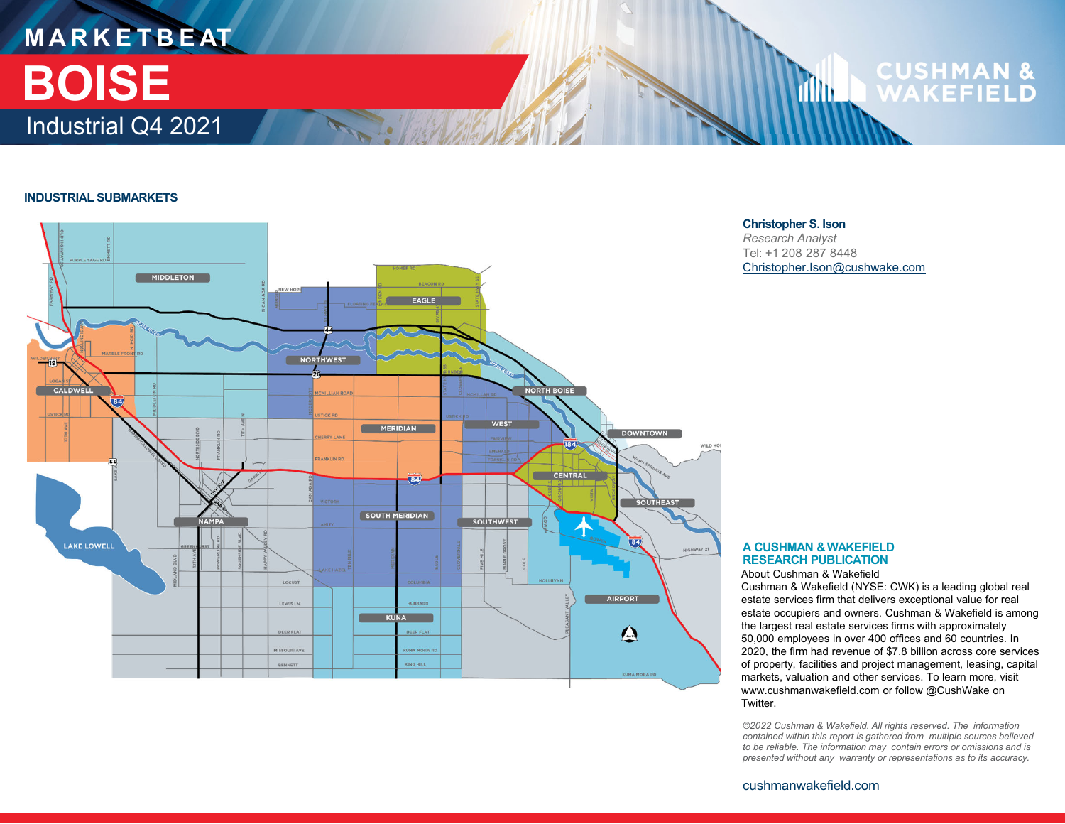# MARKETBEAT

# BOISE

## Industrial Q4 2021

### INDUSTRIAL SUBMARKETS

MIDDLETON
EAGLE
NORTHWEST
CALDWELL
NORTH BOISE
MERIDIAN
WEST
DOWNTOWN
CENTRAL
SOUTHEAST
NAMPA
SOUTH MERIDIAN
SOUTHWEST
LAKE LOWELL
KUNA
AIRPORT

**Christopher S. Ison**
*Research Analyst*
Tel: +1 208 287 8448
Christopher.Ison@cushwake.com

### A CUSHMAN & WAKEFIELD RESEARCH PUBLICATION

About Cushman & Wakefield
Cushman & Wakefield (NYSE: CWK) is a leading global real estate services firm that delivers exceptional value for real estate occupiers and owners. Cushman & Wakefield is among the largest real estate services firms with approximately 50,000 employees in over 400 offices and 60 countries. In 2020, the firm had revenue of $7.8 billion across core services of property, facilities and project management, leasing, capital markets, valuation and other services. To learn more, visit www.cushmanwakefield.com or follow @CushWake on Twitter.

*©2022 Cushman & Wakefield. All rights reserved. The information contained within this report is gathered from multiple sources believed to be reliable. The information may contain errors or omissions and is presented without any warranty or representations as to its accuracy.*

cushmanwakefield.com